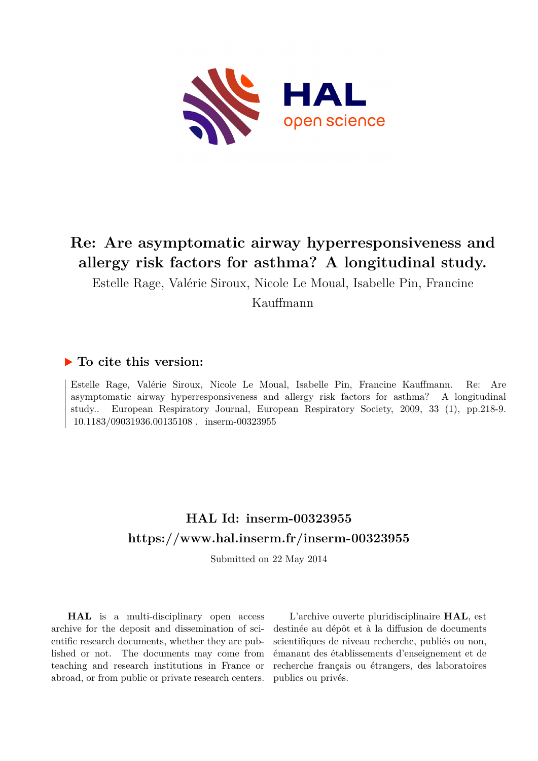# Re: Are asymptomatic airway hyperresponsiveness and allergy risk factors for asthma? A longitudinal study.

Estelle Rage, Valérie Siroux, Nicole Le Moual, Isabelle Pin, Francine Kauffmann

## ▶ To cite this version:

Estelle Rage, Valérie Siroux, Nicole Le Moual, Isabelle Pin, Francine Kauffmann. Re: Are asymptomatic airway hyperresponsiveness and allergy risk factors for asthma? A longitudinal study.. European Respiratory Journal, European Respiratory Society, 2009, 33 (1), pp.218-9. 10.1183/09031936.00135108 . inserm-00323955

## HAL Id: inserm-00323955

## https://www.hal.inserm.fr/inserm-00323955

Submitted on 22 May 2014

**HAL** is a multi-disciplinary open access archive for the deposit and dissemination of scientific research documents, whether they are published or not. The documents may come from teaching and research institutions in France or abroad, or from public or private research centers.

L'archive ouverte pluridisciplinaire **HAL**, est destinée au dépôt et à la diffusion de documents scientifiques de niveau recherche, publiés ou non, émanant des établissements d'enseignement et de recherche français ou étrangers, des laboratoires publics ou privés.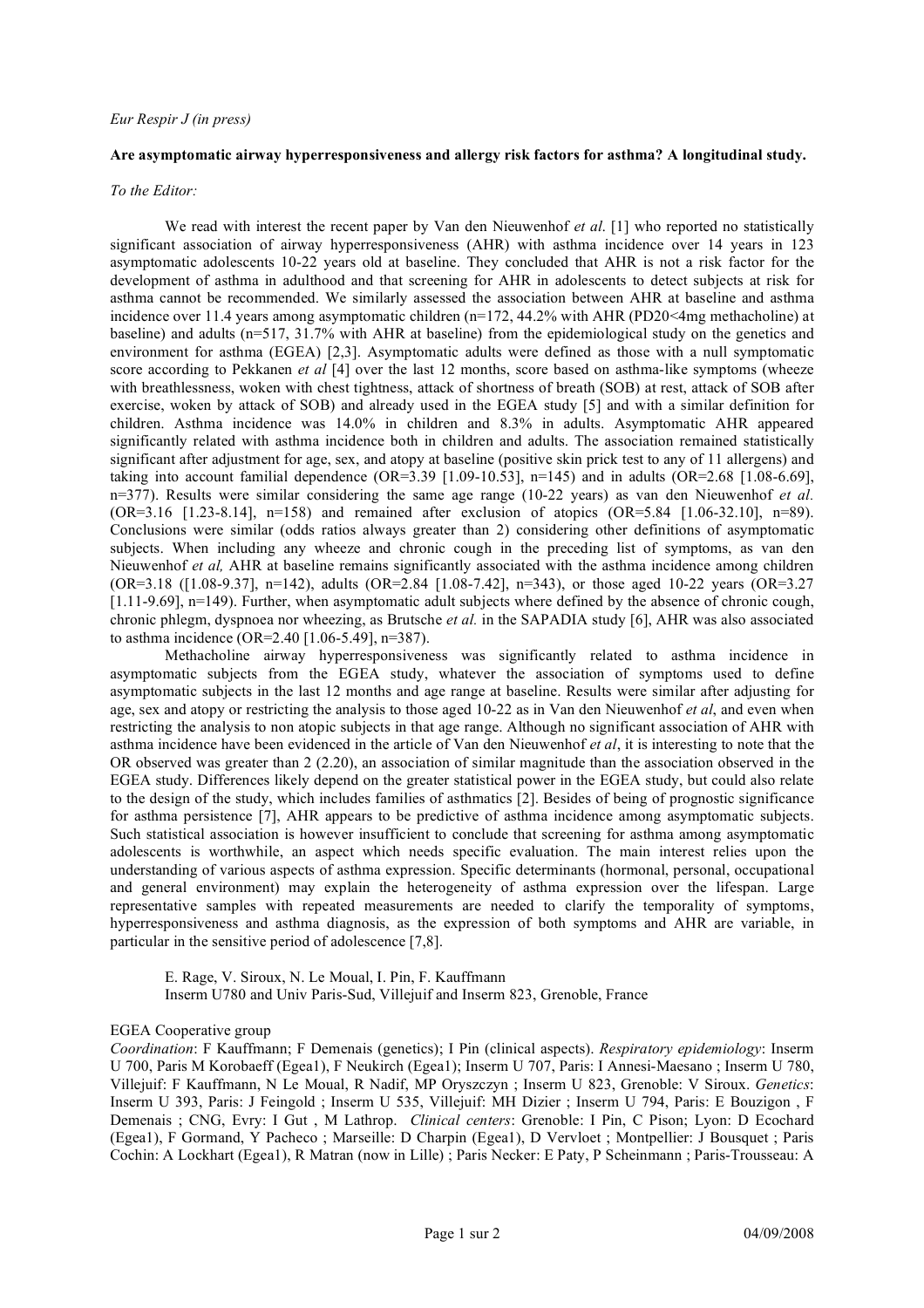*Eur Respir J (in press)*

**Are asymptomatic airway hyperresponsiveness and allergy risk factors for asthma? A longitudinal study.**

*To the Editor:*

We read with interest the recent paper by Van den Nieuwenhof *et al*. [1] who reported no statistically significant association of airway hyperresponsiveness (AHR) with asthma incidence over 14 years in 123 asymptomatic adolescents 10-22 years old at baseline. They concluded that AHR is not a risk factor for the development of asthma in adulthood and that screening for AHR in adolescents to detect subjects at risk for asthma cannot be recommended. We similarly assessed the association between AHR at baseline and asthma incidence over 11.4 years among asymptomatic children (n=172, 44.2% with AHR (PD20<4mg methacholine) at baseline) and adults (n=517, 31.7% with AHR at baseline) from the epidemiological study on the genetics and environment for asthma (EGEA) [2,3]. Asymptomatic adults were defined as those with a null symptomatic score according to Pekkanen *et al* [4] over the last 12 months, score based on asthma-like symptoms (wheeze with breathlessness, woken with chest tightness, attack of shortness of breath (SOB) at rest, attack of SOB after exercise, woken by attack of SOB) and already used in the EGEA study [5] and with a similar definition for children. Asthma incidence was 14.0% in children and 8.3% in adults. Asymptomatic AHR appeared significantly related with asthma incidence both in children and adults. The association remained statistically significant after adjustment for age, sex, and atopy at baseline (positive skin prick test to any of 11 allergens) and taking into account familial dependence (OR=3.39 [1.09-10.53], n=145) and in adults (OR=2.68 [1.08-6.69], n=377). Results were similar considering the same age range (10-22 years) as van den Nieuwenhof *et al.* (OR=3.16 [1.23-8.14], n=158) and remained after exclusion of atopics (OR=5.84 [1.06-32.10], n=89). Conclusions were similar (odds ratios always greater than 2) considering other definitions of asymptomatic subjects. When including any wheeze and chronic cough in the preceding list of symptoms, as van den Nieuwenhof *et al,* AHR at baseline remains significantly associated with the asthma incidence among children (OR=3.18 ([1.08-9.37], n=142), adults (OR=2.84 [1.08-7.42], n=343), or those aged 10-22 years (OR=3.27 [1.11-9.69], n=149). Further, when asymptomatic adult subjects where defined by the absence of chronic cough, chronic phlegm, dyspnoea nor wheezing, as Brutsche *et al.* in the SAPADIA study [6], AHR was also associated to asthma incidence (OR=2.40 [1.06-5.49], n=387).

Methacholine airway hyperresponsiveness was significantly related to asthma incidence in asymptomatic subjects from the EGEA study, whatever the association of symptoms used to define asymptomatic subjects in the last 12 months and age range at baseline. Results were similar after adjusting for age, sex and atopy or restricting the analysis to those aged 10-22 as in Van den Nieuwenhof *et al*, and even when restricting the analysis to non atopic subjects in that age range. Although no significant association of AHR with asthma incidence have been evidenced in the article of Van den Nieuwenhof *et al*, it is interesting to note that the OR observed was greater than 2 (2.20), an association of similar magnitude than the association observed in the EGEA study. Differences likely depend on the greater statistical power in the EGEA study, but could also relate to the design of the study, which includes families of asthmatics [2]. Besides of being of prognostic significance for asthma persistence [7], AHR appears to be predictive of asthma incidence among asymptomatic subjects. Such statistical association is however insufficient to conclude that screening for asthma among asymptomatic adolescents is worthwhile, an aspect which needs specific evaluation. The main interest relies upon the understanding of various aspects of asthma expression. Specific determinants (hormonal, personal, occupational and general environment) may explain the heterogeneity of asthma expression over the lifespan. Large representative samples with repeated measurements are needed to clarify the temporality of symptoms, hyperresponsiveness and asthma diagnosis, as the expression of both symptoms and AHR are variable, in particular in the sensitive period of adolescence [7,8].

E. Rage, V. Siroux, N. Le Moual, I. Pin, F. Kauffmann
Inserm U780 and Univ Paris-Sud, Villejuif and Inserm 823, Grenoble, France

EGEA Cooperative group
*Coordination*: F Kauffmann; F Demenais (genetics); I Pin (clinical aspects). *Respiratory epidemiology*: Inserm U 700, Paris M Korobaeff (Egea1), F Neukirch (Egea1); Inserm U 707, Paris: I Annesi-Maesano ; Inserm U 780, Villejuif: F Kauffmann, N Le Moual, R Nadif, MP Oryszczyn ; Inserm U 823, Grenoble: V Siroux. *Genetics*: Inserm U 393, Paris: J Feingold ; Inserm U 535, Villejuif: MH Dizier ; Inserm U 794, Paris: E Bouzigon , F Demenais ; CNG, Evry: I Gut , M Lathrop. *Clinical centers*: Grenoble: I Pin, C Pison; Lyon: D Ecochard (Egea1), F Gormand, Y Pacheco ; Marseille: D Charpin (Egea1), D Vervloet ; Montpellier: J Bousquet ; Paris Cochin: A Lockhart (Egea1), R Matran (now in Lille) ; Paris Necker: E Paty, P Scheinmann ; Paris-Trousseau: A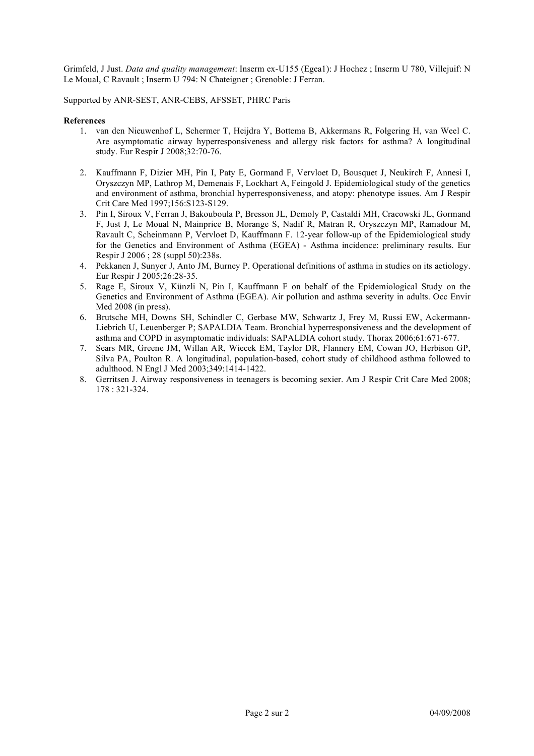Grimfeld, J Just. *Data and quality management*: Inserm ex-U155 (Egea1): J Hochez ; Inserm U 780, Villejuif: N Le Moual, C Ravault ; Inserm U 794: N Chateigner ; Grenoble: J Ferran.

Supported by ANR-SEST, ANR-CEBS, AFSSET, PHRC Paris

**References**

1. van den Nieuwenhof L, Schermer T, Heijdra Y, Bottema B, Akkermans R, Folgering H, van Weel C. Are asymptomatic airway hyperresponsiveness and allergy risk factors for asthma? A longitudinal study. Eur Respir J 2008;32:70-76.
2. Kauffmann F, Dizier MH, Pin I, Paty E, Gormand F, Vervloet D, Bousquet J, Neukirch F, Annesi I, Oryszczyn MP, Lathrop M, Demenais F, Lockhart A, Feingold J. Epidemiological study of the genetics and environment of asthma, bronchial hyperresponsiveness, and atopy: phenotype issues. Am J Respir Crit Care Med 1997;156:S123-S129.
3. Pin I, Siroux V, Ferran J, Bakouboula P, Bresson JL, Demoly P, Castaldi MH, Cracowski JL, Gormand F, Just J, Le Moual N, Mainprice B, Morange S, Nadif R, Matran R, Oryszczyn MP, Ramadour M, Ravault C, Scheinmann P, Vervloet D, Kauffmann F. 12-year follow-up of the Epidemiological study for the Genetics and Environment of Asthma (EGEA) - Asthma incidence: preliminary results. Eur Respir J 2006 ; 28 (suppl 50):238s.
4. Pekkanen J, Sunyer J, Anto JM, Burney P. Operational definitions of asthma in studies on its aetiology. Eur Respir J 2005;26:28-35.
5. Rage E, Siroux V, Künzli N, Pin I, Kauffmann F on behalf of the Epidemiological Study on the Genetics and Environment of Asthma (EGEA). Air pollution and asthma severity in adults. Occ Envir Med 2008 (in press).
6. Brutsche MH, Downs SH, Schindler C, Gerbase MW, Schwartz J, Frey M, Russi EW, Ackermann-Liebrich U, Leuenberger P; SAPALDIA Team. Bronchial hyperresponsiveness and the development of asthma and COPD in asymptomatic individuals: SAPALDIA cohort study. Thorax 2006;61:671-677.
7. Sears MR, Greene JM, Willan AR, Wiecek EM, Taylor DR, Flannery EM, Cowan JO, Herbison GP, Silva PA, Poulton R. A longitudinal, population-based, cohort study of childhood asthma followed to adulthood. N Engl J Med 2003;349:1414-1422.
8. Gerritsen J. Airway responsiveness in teenagers is becoming sexier. Am J Respir Crit Care Med 2008; 178 : 321-324.